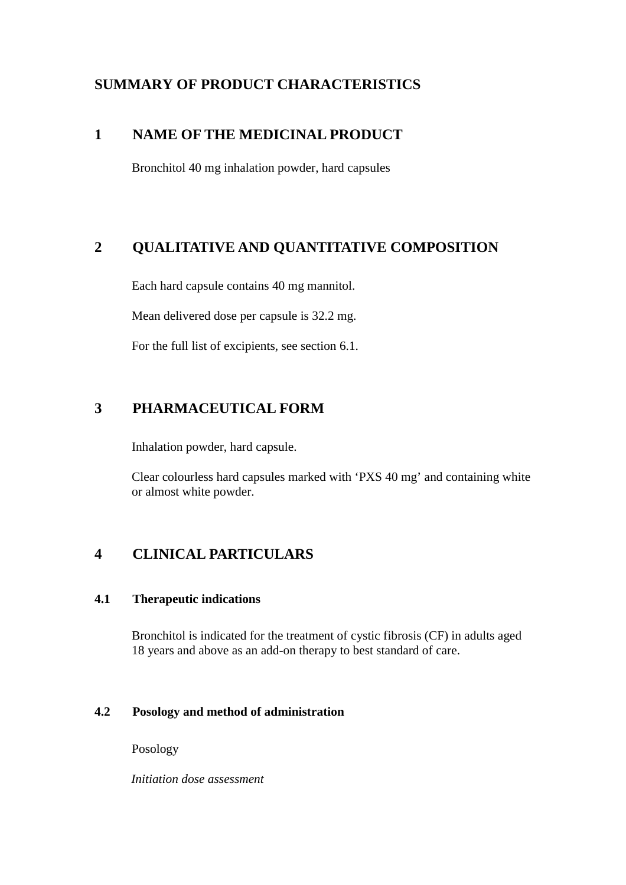# SUMMARY OF PRODUCT CHARACTERISTICS

## 1 NAME OF THE MEDICINAL PRODUCT

Bronchitol 40 mg inhalation powder, hard capsules

## 2 QUALITATIVE AND QUANTITATIVE COMPOSITION

Each hard capsule contains 40 mg mannitol.

Mean delivered dose per capsule is 32.2 mg.

For the full list of excipients, see section 6.1.

## 3 PHARMACEUTICAL FORM

Inhalation powder, hard capsule.

Clear colourless hard capsules marked with 'PXS 40 mg' and containing white or almost white powder.

## 4 CLINICAL PARTICULARS

### 4.1 Therapeutic indications

Bronchitol is indicated for the treatment of cystic fibrosis (CF) in adults aged 18 years and above as an add-on therapy to best standard of care.

### 4.2 Posology and method of administration

Posology

*Initiation dose assessment*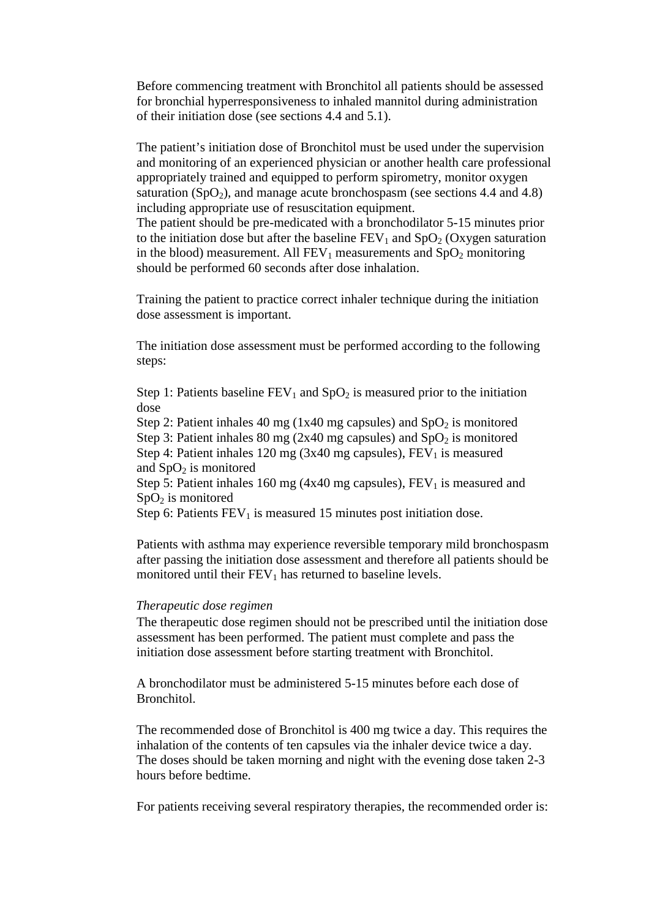Before commencing treatment with Bronchitol all patients should be assessed for bronchial hyperresponsiveness to inhaled mannitol during administration of their initiation dose (see sections 4.4 and 5.1).

The patient's initiation dose of Bronchitol must be used under the supervision and monitoring of an experienced physician or another health care professional appropriately trained and equipped to perform spirometry, monitor oxygen saturation ($SpO_2$), and manage acute bronchospasm (see sections 4.4 and 4.8) including appropriate use of resuscitation equipment.
The patient should be pre-medicated with a bronchodilator 5-15 minutes prior to the initiation dose but after the baseline $FEV_1$ and $SpO_2$ (Oxygen saturation in the blood) measurement. All $FEV_1$ measurements and $SpO_2$ monitoring should be performed 60 seconds after dose inhalation.

Training the patient to practice correct inhaler technique during the initiation dose assessment is important.

The initiation dose assessment must be performed according to the following steps:

Step 1: Patients baseline $FEV_1$ and $SpO_2$ is measured prior to the initiation dose
Step 2: Patient inhales 40 mg (1x40 mg capsules) and $SpO_2$ is monitored
Step 3: Patient inhales 80 mg (2x40 mg capsules) and $SpO_2$ is monitored
Step 4: Patient inhales 120 mg (3x40 mg capsules), $FEV_1$ is measured and $SpO_2$ is monitored
Step 5: Patient inhales 160 mg (4x40 mg capsules), $FEV_1$ is measured and $SpO_2$ is monitored
Step 6: Patients $FEV_1$ is measured 15 minutes post initiation dose.

Patients with asthma may experience reversible temporary mild bronchospasm after passing the initiation dose assessment and therefore all patients should be monitored until their $FEV_1$ has returned to baseline levels.

*Therapeutic dose regimen*
The therapeutic dose regimen should not be prescribed until the initiation dose assessment has been performed. The patient must complete and pass the initiation dose assessment before starting treatment with Bronchitol.

A bronchodilator must be administered 5-15 minutes before each dose of Bronchitol.

The recommended dose of Bronchitol is 400 mg twice a day. This requires the inhalation of the contents of ten capsules via the inhaler device twice a day. The doses should be taken morning and night with the evening dose taken 2-3 hours before bedtime.

For patients receiving several respiratory therapies, the recommended order is: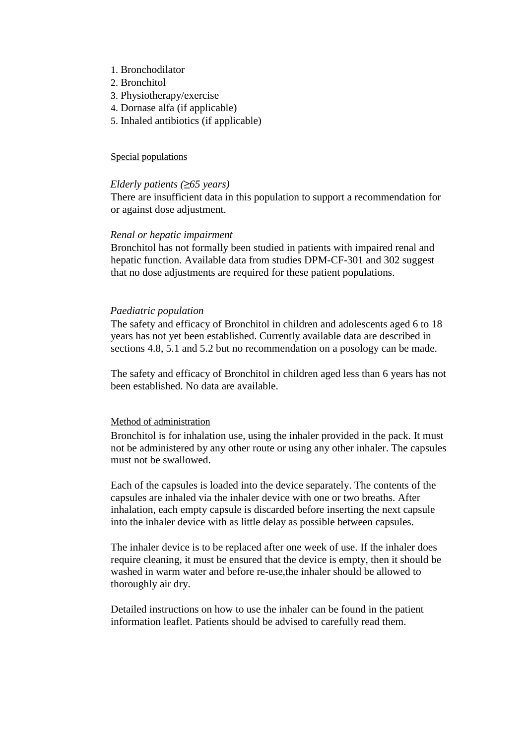1. Bronchodilator
2. Bronchitol
3. Physiotherapy/exercise
4. Dornase alfa (if applicable)
5. Inhaled antibiotics (if applicable)

Special populations

*Elderly patients (≥65 years)*
There are insufficient data in this population to support a recommendation for or against dose adjustment.

*Renal or hepatic impairment*
Bronchitol has not formally been studied in patients with impaired renal and hepatic function. Available data from studies DPM-CF-301 and 302 suggest that no dose adjustments are required for these patient populations.

*Paediatric population*
The safety and efficacy of Bronchitol in children and adolescents aged 6 to 18 years has not yet been established. Currently available data are described in sections 4.8, 5.1 and 5.2 but no recommendation on a posology can be made.

The safety and efficacy of Bronchitol in children aged less than 6 years has not been established. No data are available.

Method of administration

Bronchitol is for inhalation use, using the inhaler provided in the pack. It must not be administered by any other route or using any other inhaler. The capsules must not be swallowed.

Each of the capsules is loaded into the device separately. The contents of the capsules are inhaled via the inhaler device with one or two breaths. After inhalation, each empty capsule is discarded before inserting the next capsule into the inhaler device with as little delay as possible between capsules.

The inhaler device is to be replaced after one week of use. If the inhaler does require cleaning, it must be ensured that the device is empty, then it should be washed in warm water and before re-use,the inhaler should be allowed to thoroughly air dry.

Detailed instructions on how to use the inhaler can be found in the patient information leaflet. Patients should be advised to carefully read them.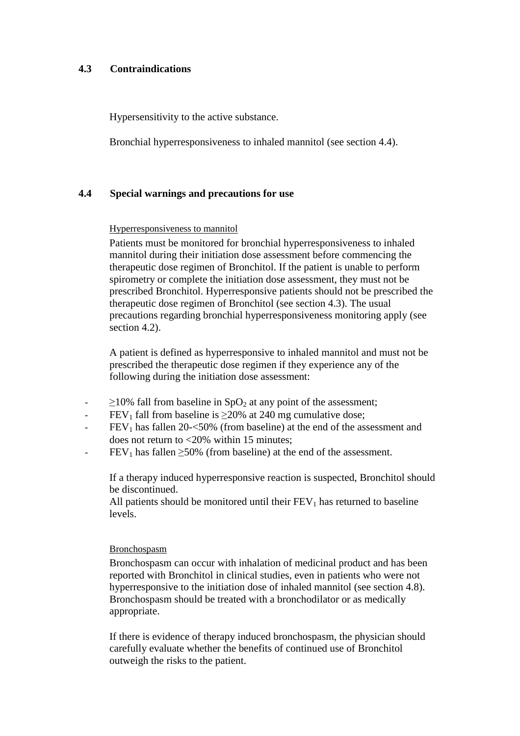### 4.3 Contraindications

Hypersensitivity to the active substance.

Bronchial hyperresponsiveness to inhaled mannitol (see section 4.4).

### 4.4 Special warnings and precautions for use

Hyperresponsiveness to mannitol

Patients must be monitored for bronchial hyperresponsiveness to inhaled mannitol during their initiation dose assessment before commencing the therapeutic dose regimen of Bronchitol. If the patient is unable to perform spirometry or complete the initiation dose assessment, they must not be prescribed Bronchitol. Hyperresponsive patients should not be prescribed the therapeutic dose regimen of Bronchitol (see section 4.3). The usual precautions regarding bronchial hyperresponsiveness monitoring apply (see section 4.2).

A patient is defined as hyperresponsive to inhaled mannitol and must not be prescribed the therapeutic dose regimen if they experience any of the following during the initiation dose assessment:

- $\geq$10% fall from baseline in $SpO_2$ at any point of the assessment;
- $FEV_1$ fall from baseline is $\geq$20% at 240 mg cumulative dose;
- $FEV_1$ has fallen 20-<50% (from baseline) at the end of the assessment and does not return to <20% within 15 minutes;
- $FEV_1$ has fallen $\geq$50% (from baseline) at the end of the assessment.

If a therapy induced hyperresponsive reaction is suspected, Bronchitol should be discontinued.
All patients should be monitored until their $FEV_1$ has returned to baseline levels.

Bronchospasm

Bronchospasm can occur with inhalation of medicinal product and has been reported with Bronchitol in clinical studies, even in patients who were not hyperresponsive to the initiation dose of inhaled mannitol (see section 4.8). Bronchospasm should be treated with a bronchodilator or as medically appropriate.

If there is evidence of therapy induced bronchospasm, the physician should carefully evaluate whether the benefits of continued use of Bronchitol outweigh the risks to the patient.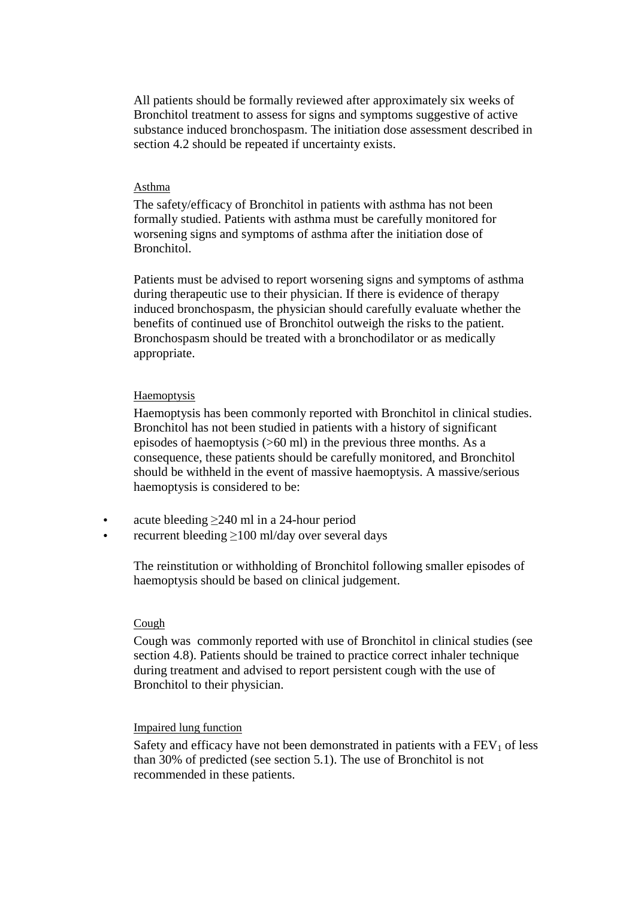All patients should be formally reviewed after approximately six weeks of Bronchitol treatment to assess for signs and symptoms suggestive of active substance induced bronchospasm. The initiation dose assessment described in section 4.2 should be repeated if uncertainty exists.

Asthma

The safety/efficacy of Bronchitol in patients with asthma has not been formally studied. Patients with asthma must be carefully monitored for worsening signs and symptoms of asthma after the initiation dose of Bronchitol.

Patients must be advised to report worsening signs and symptoms of asthma during therapeutic use to their physician. If there is evidence of therapy induced bronchospasm, the physician should carefully evaluate whether the benefits of continued use of Bronchitol outweigh the risks to the patient. Bronchospasm should be treated with a bronchodilator or as medically appropriate.

Haemoptysis

Haemoptysis has been commonly reported with Bronchitol in clinical studies. Bronchitol has not been studied in patients with a history of significant episodes of haemoptysis (>60 ml) in the previous three months. As a consequence, these patients should be carefully monitored, and Bronchitol should be withheld in the event of massive haemoptysis. A massive/serious haemoptysis is considered to be:

- acute bleeding ≥240 ml in a 24-hour period
- recurrent bleeding ≥100 ml/day over several days

The reinstitution or withholding of Bronchitol following smaller episodes of haemoptysis should be based on clinical judgement.

Cough

Cough was commonly reported with use of Bronchitol in clinical studies (see section 4.8). Patients should be trained to practice correct inhaler technique during treatment and advised to report persistent cough with the use of Bronchitol to their physician.

Impaired lung function

Safety and efficacy have not been demonstrated in patients with a $FEV_1$ of less than 30% of predicted (see section 5.1). The use of Bronchitol is not recommended in these patients.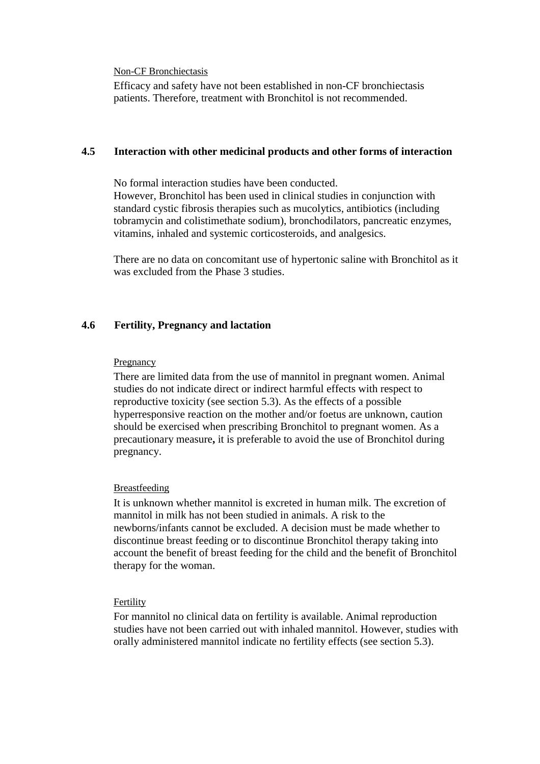Non-CF Bronchiectasis

Efficacy and safety have not been established in non-CF bronchiectasis patients. Therefore, treatment with Bronchitol is not recommended.

## 4.5 Interaction with other medicinal products and other forms of interaction

No formal interaction studies have been conducted.
However, Bronchitol has been used in clinical studies in conjunction with standard cystic fibrosis therapies such as mucolytics, antibiotics (including tobramycin and colistimethate sodium), bronchodilators, pancreatic enzymes, vitamins, inhaled and systemic corticosteroids, and analgesics.

There are no data on concomitant use of hypertonic saline with Bronchitol as it was excluded from the Phase 3 studies.

## 4.6 Fertility, Pregnancy and lactation

Pregnancy

There are limited data from the use of mannitol in pregnant women. Animal studies do not indicate direct or indirect harmful effects with respect to reproductive toxicity (see section 5.3). As the effects of a possible hyperresponsive reaction on the mother and/or foetus are unknown, caution should be exercised when prescribing Bronchitol to pregnant women. As a precautionary measure**,** it is preferable to avoid the use of Bronchitol during pregnancy.

Breastfeeding

It is unknown whether mannitol is excreted in human milk. The excretion of mannitol in milk has not been studied in animals. A risk to the newborns/infants cannot be excluded. A decision must be made whether to discontinue breast feeding or to discontinue Bronchitol therapy taking into account the benefit of breast feeding for the child and the benefit of Bronchitol therapy for the woman.

Fertility

For mannitol no clinical data on fertility is available. Animal reproduction studies have not been carried out with inhaled mannitol. However, studies with orally administered mannitol indicate no fertility effects (see section 5.3).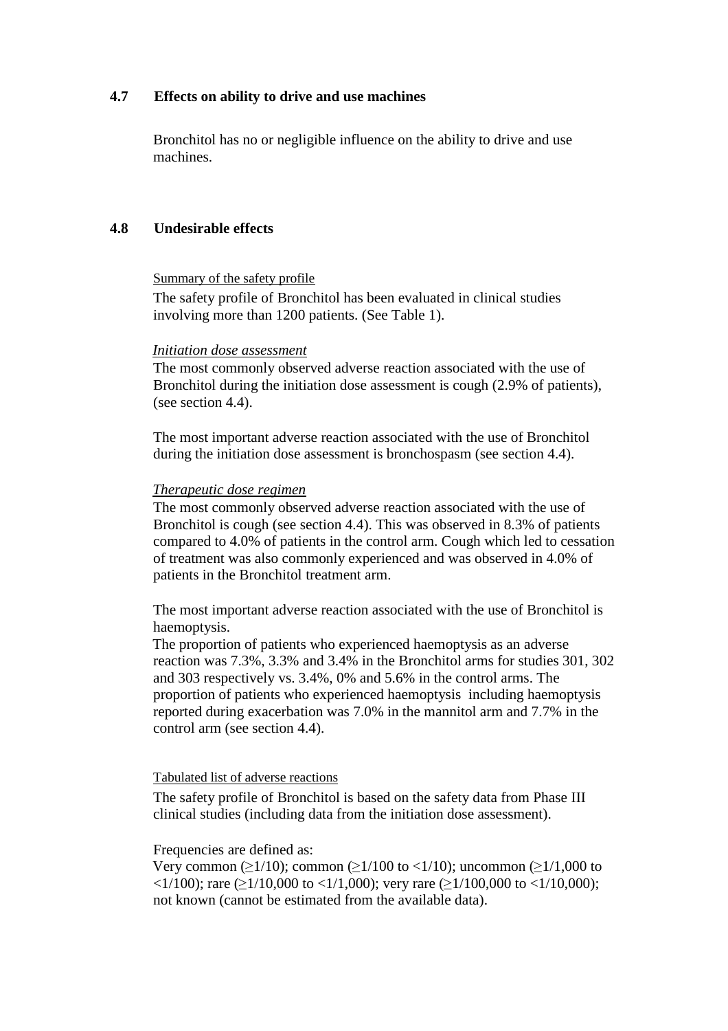## 4.7 Effects on ability to drive and use machines

Bronchitol has no or negligible influence on the ability to drive and use machines.

## 4.8 Undesirable effects

Summary of the safety profile

The safety profile of Bronchitol has been evaluated in clinical studies involving more than 1200 patients. (See Table 1).

*Initiation dose assessment*

The most commonly observed adverse reaction associated with the use of Bronchitol during the initiation dose assessment is cough (2.9% of patients), (see section 4.4).

The most important adverse reaction associated with the use of Bronchitol during the initiation dose assessment is bronchospasm (see section 4.4).

*Therapeutic dose regimen*

The most commonly observed adverse reaction associated with the use of Bronchitol is cough (see section 4.4). This was observed in 8.3% of patients compared to 4.0% of patients in the control arm. Cough which led to cessation of treatment was also commonly experienced and was observed in 4.0% of patients in the Bronchitol treatment arm.

The most important adverse reaction associated with the use of Bronchitol is haemoptysis.
The proportion of patients who experienced haemoptysis as an adverse reaction was 7.3%, 3.3% and 3.4% in the Bronchitol arms for studies 301, 302 and 303 respectively vs. 3.4%, 0% and 5.6% in the control arms. The proportion of patients who experienced haemoptysis including haemoptysis reported during exacerbation was 7.0% in the mannitol arm and 7.7% in the control arm (see section 4.4).

Tabulated list of adverse reactions

The safety profile of Bronchitol is based on the safety data from Phase III clinical studies (including data from the initiation dose assessment).

Frequencies are defined as:
Very common (≥1/10); common (≥1/100 to <1/10); uncommon (≥1/1,000 to <1/100); rare (≥1/10,000 to <1/1,000); very rare (≥1/100,000 to <1/10,000); not known (cannot be estimated from the available data).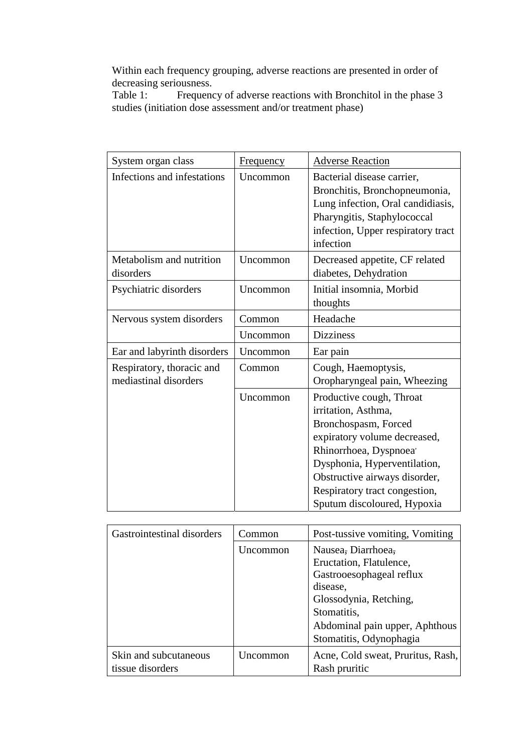Within each frequency grouping, adverse reactions are presented in order of decreasing seriousness.

Table 1: Frequency of adverse reactions with Bronchitol in the phase 3 studies (initiation dose assessment and/or treatment phase)

| System organ class | Frequency | Adverse Reaction |
|---|---|---|
| Infections and infestations | Uncommon | Bacterial disease carrier, Bronchitis, Bronchopneumonia, Lung infection, Oral candidiasis, Pharyngitis, Staphylococcal infection, Upper respiratory tract infection |
| Metabolism and nutrition disorders | Uncommon | Decreased appetite, CF related diabetes, Dehydration |
| Psychiatric disorders | Uncommon | Initial insomnia, Morbid thoughts |
| Nervous system disorders | Common | Headache |
| | Uncommon | Dizziness |
| Ear and labyrinth disorders | Uncommon | Ear pain |
| Respiratory, thoracic and mediastinal disorders | Common | Cough, Haemoptysis, Oropharyngeal pain, Wheezing |
| | Uncommon | Productive cough, Throat irritation, Asthma, Bronchospasm, Forced expiratory volume decreased, Rhinorrhoea, Dyspnoea, Dysphonia, Hyperventilation, Obstructive airways disorder, Respiratory tract congestion, Sputum discoloured, Hypoxia |
| Gastrointestinal disorders | Common | Post-tussive vomiting, Vomiting |
| | Uncommon | Nausea, Diarrhoea, Eructation, Flatulence, Gastrooesophageal reflux disease, Glossodynia, Retching, Stomatitis, Abdominal pain upper, Aphthous Stomatitis, Odynophagia |
| Skin and subcutaneous tissue disorders | Uncommon | Acne, Cold sweat, Pruritus, Rash, Rash pruritic |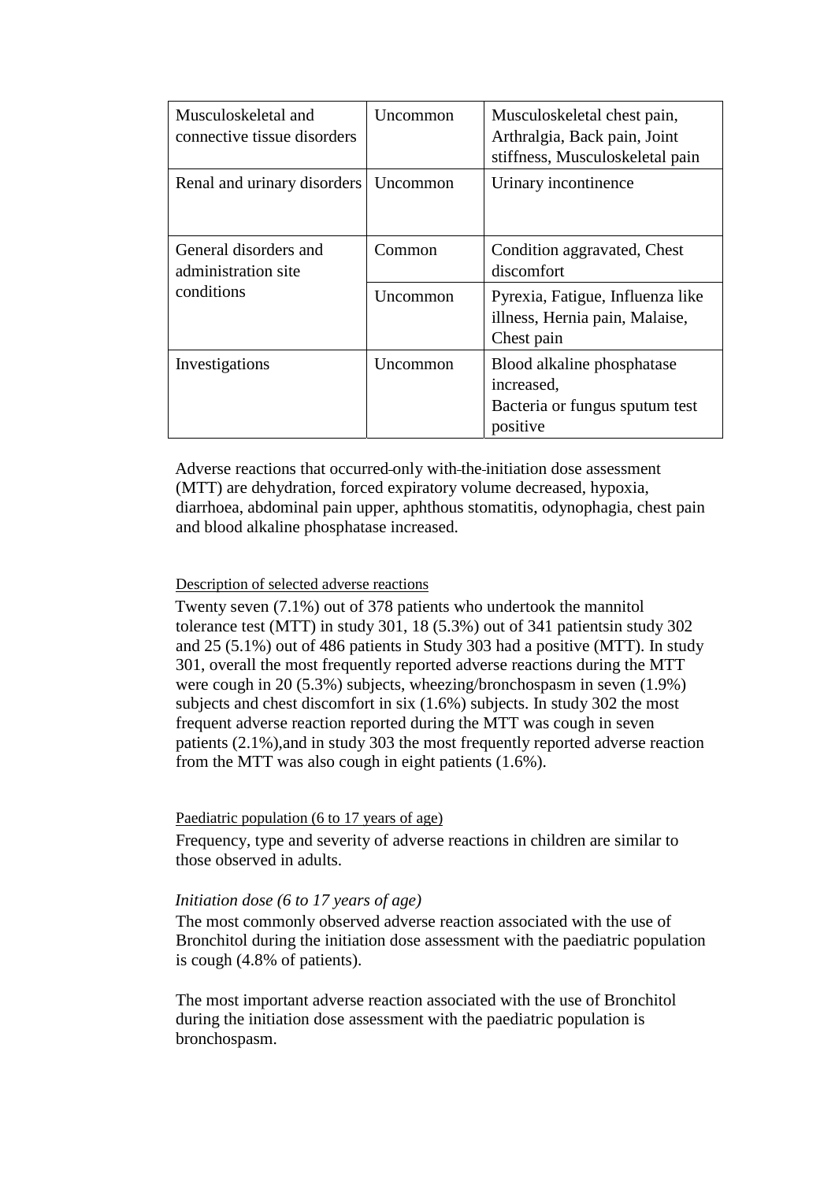| | | |
|---|---|---|
| Musculoskeletal and connective tissue disorders | Uncommon | Musculoskeletal chest pain, Arthralgia, Back pain, Joint stiffness, Musculoskeletal pain |
| Renal and urinary disorders | Uncommon | Urinary incontinence |
| General disorders and administration site conditions | Common | Condition aggravated, Chest discomfort |
| | Uncommon | Pyrexia, Fatigue, Influenza like illness, Hernia pain, Malaise, Chest pain |
| Investigations | Uncommon | Blood alkaline phosphatase increased, Bacteria or fungus sputum test positive |

Adverse reactions that occurred only with the initiation dose assessment (MTT) are dehydration, forced expiratory volume decreased, hypoxia, diarrhoea, abdominal pain upper, aphthous stomatitis, odynophagia, chest pain and blood alkaline phosphatase increased.

Description of selected adverse reactions

Twenty seven (7.1%) out of 378 patients who undertook the mannitol tolerance test (MTT) in study 301, 18 (5.3%) out of 341 patientsin study 302 and 25 (5.1%) out of 486 patients in Study 303 had a positive (MTT). In study 301, overall the most frequently reported adverse reactions during the MTT were cough in 20 (5.3%) subjects, wheezing/bronchospasm in seven (1.9%) subjects and chest discomfort in six (1.6%) subjects. In study 302 the most frequent adverse reaction reported during the MTT was cough in seven patients (2.1%),and in study 303 the most frequently reported adverse reaction from the MTT was also cough in eight patients (1.6%).

Paediatric population (6 to 17 years of age)

Frequency, type and severity of adverse reactions in children are similar to those observed in adults.

*Initiation dose (6 to 17 years of age)*

The most commonly observed adverse reaction associated with the use of Bronchitol during the initiation dose assessment with the paediatric population is cough (4.8% of patients).

The most important adverse reaction associated with the use of Bronchitol during the initiation dose assessment with the paediatric population is bronchospasm.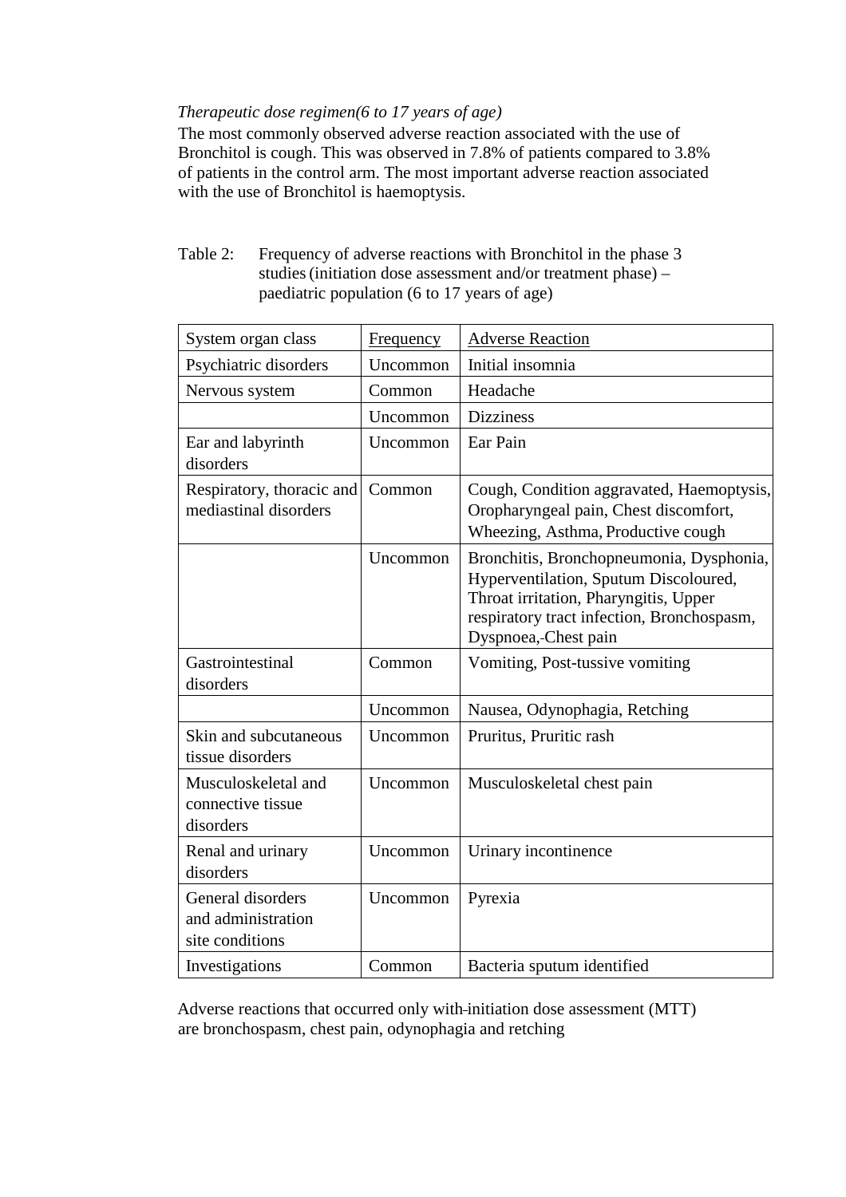*Therapeutic dose regimen(6 to 17 years of age)*

The most commonly observed adverse reaction associated with the use of Bronchitol is cough. This was observed in 7.8% of patients compared to 3.8% of patients in the control arm. The most important adverse reaction associated with the use of Bronchitol is haemoptysis.

Table 2: Frequency of adverse reactions with Bronchitol in the phase 3 studies (initiation dose assessment and/or treatment phase) – paediatric population (6 to 17 years of age)

| System organ class | Frequency | Adverse Reaction |
|---|---|---|
| Psychiatric disorders | Uncommon | Initial insomnia |
| Nervous system | Common | Headache |
| | Uncommon | Dizziness |
| Ear and labyrinth disorders | Uncommon | Ear Pain |
| Respiratory, thoracic and mediastinal disorders | Common | Cough, Condition aggravated, Haemoptysis, Oropharyngeal pain, Chest discomfort, Wheezing, Asthma, Productive cough |
| | Uncommon | Bronchitis, Bronchopneumonia, Dysphonia, Hyperventilation, Sputum Discoloured, Throat irritation, Pharyngitis, Upper respiratory tract infection, Bronchospasm, Dyspnoea, Chest pain |
| Gastrointestinal disorders | Common | Vomiting, Post-tussive vomiting |
| | Uncommon | Nausea, Odynophagia, Retching |
| Skin and subcutaneous tissue disorders | Uncommon | Pruritus, Pruritic rash |
| Musculoskeletal and connective tissue disorders | Uncommon | Musculoskeletal chest pain |
| Renal and urinary disorders | Uncommon | Urinary incontinence |
| General disorders and administration site conditions | Uncommon | Pyrexia |
| Investigations | Common | Bacteria sputum identified |

Adverse reactions that occurred only with initiation dose assessment (MTT) are bronchospasm, chest pain, odynophagia and retching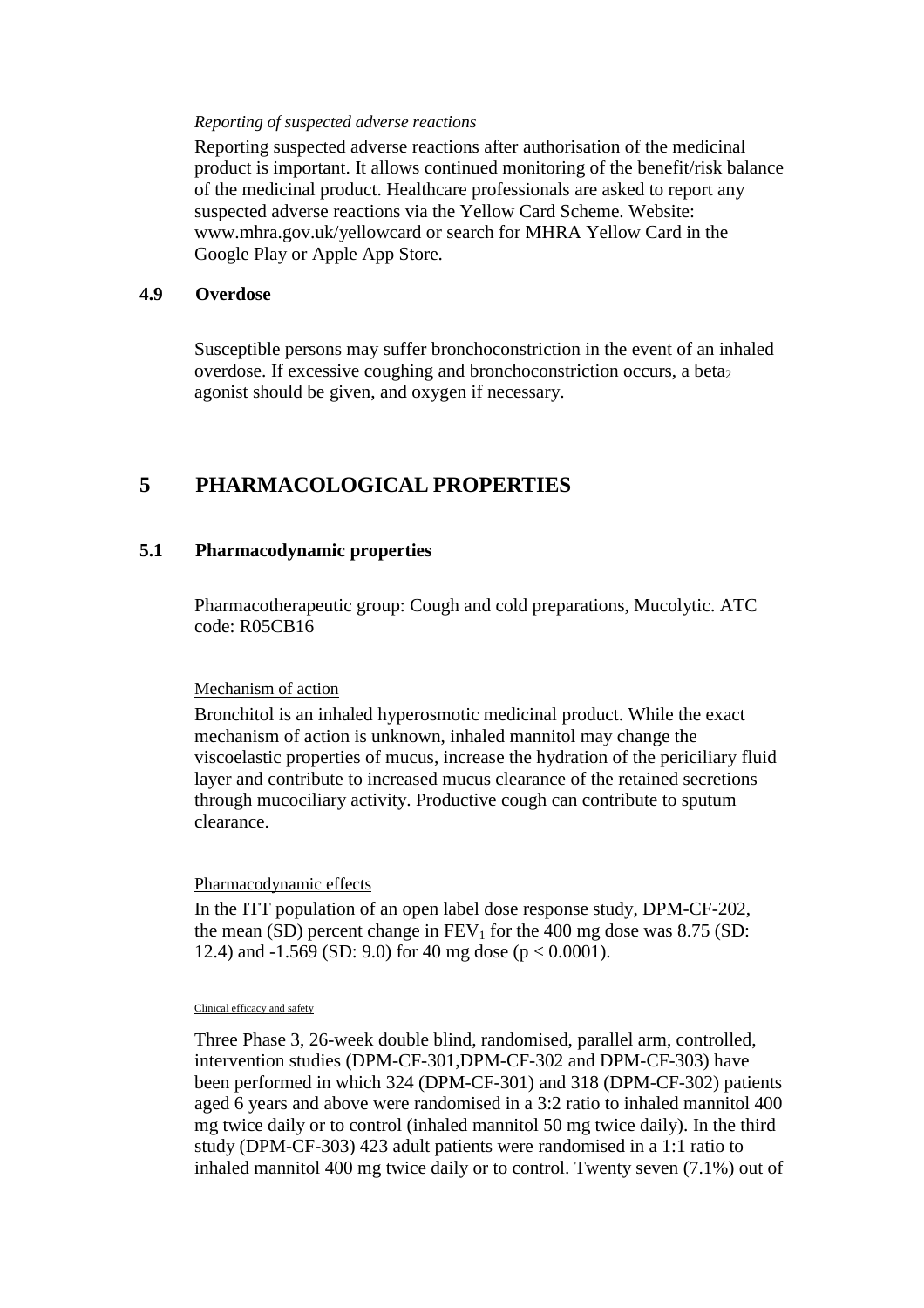*Reporting of suspected adverse reactions*

Reporting suspected adverse reactions after authorisation of the medicinal product is important. It allows continued monitoring of the benefit/risk balance of the medicinal product. Healthcare professionals are asked to report any suspected adverse reactions via the Yellow Card Scheme. Website: www.mhra.gov.uk/yellowcard or search for MHRA Yellow Card in the Google Play or Apple App Store.

### 4.9 Overdose

Susceptible persons may suffer bronchoconstriction in the event of an inhaled overdose. If excessive coughing and bronchoconstriction occurs, a $beta_2$ agonist should be given, and oxygen if necessary.

## 5 PHARMACOLOGICAL PROPERTIES

### 5.1 Pharmacodynamic properties

Pharmacotherapeutic group: Cough and cold preparations, Mucolytic. ATC code: R05CB16

Mechanism of action

Bronchitol is an inhaled hyperosmotic medicinal product. While the exact mechanism of action is unknown, inhaled mannitol may change the viscoelastic properties of mucus, increase the hydration of the periciliary fluid layer and contribute to increased mucus clearance of the retained secretions through mucociliary activity. Productive cough can contribute to sputum clearance.

Pharmacodynamic effects

In the ITT population of an open label dose response study, DPM-CF-202, the mean (SD) percent change in $FEV_1$ for the 400 mg dose was 8.75 (SD: 12.4) and -1.569 (SD: 9.0) for 40 mg dose ($p < 0.0001$).

Clinical efficacy and safety

Three Phase 3, 26-week double blind, randomised, parallel arm, controlled, intervention studies (DPM-CF-301,DPM-CF-302 and DPM-CF-303) have been performed in which 324 (DPM-CF-301) and 318 (DPM-CF-302) patients aged 6 years and above were randomised in a 3:2 ratio to inhaled mannitol 400 mg twice daily or to control (inhaled mannitol 50 mg twice daily). In the third study (DPM-CF-303) 423 adult patients were randomised in a 1:1 ratio to inhaled mannitol 400 mg twice daily or to control. Twenty seven (7.1%) out of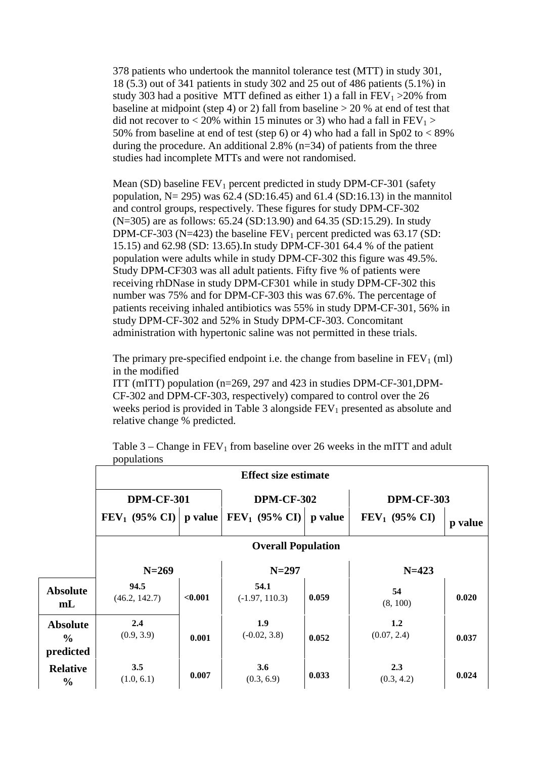378 patients who undertook the mannitol tolerance test (MTT) in study 301, 18 (5.3) out of 341 patients in study 302 and 25 out of 486 patients (5.1%) in study 303 had a positive MTT defined as either 1) a fall in $FEV_1$ >20% from baseline at midpoint (step 4) or 2) fall from baseline > 20 % at end of test that did not recover to < 20% within 15 minutes or 3) who had a fall in $FEV_1$ > 50% from baseline at end of test (step 6) or 4) who had a fall in Sp02 to < 89% during the procedure. An additional 2.8% (n=34) of patients from the three studies had incomplete MTTs and were not randomised.

Mean (SD) baseline $FEV_1$ percent predicted in study DPM-CF-301 (safety population, N= 295) was 62.4 (SD:16.45) and 61.4 (SD:16.13) in the mannitol and control groups, respectively. These figures for study DPM-CF-302 (N=305) are as follows: 65.24 (SD:13.90) and 64.35 (SD:15.29). In study DPM-CF-303 (N=423) the baseline $FEV_1$ percent predicted was 63.17 (SD: 15.15) and 62.98 (SD: 13.65).In study DPM-CF-301 64.4 % of the patient population were adults while in study DPM-CF-302 this figure was 49.5%. Study DPM-CF303 was all adult patients. Fifty five % of patients were receiving rhDNase in study DPM-CF301 while in study DPM-CF-302 this number was 75% and for DPM-CF-303 this was 67.6%. The percentage of patients receiving inhaled antibiotics was 55% in study DPM-CF-301, 56% in study DPM-CF-302 and 52% in Study DPM-CF-303. Concomitant administration with hypertonic saline was not permitted in these trials.

The primary pre-specified endpoint i.e. the change from baseline in $FEV_1$ (ml) in the modified ITT (mITT) population (n=269, 297 and 423 in studies DPM-CF-301,DPM-CF-302 and DPM-CF-303, respectively) compared to control over the 26 weeks period is provided in Table 3 alongside $FEV_1$ presented as absolute and relative change % predicted.

Table 3 – Change in $FEV_1$ from baseline over 26 weeks in the mITT and adult populations

| | **Effect size estimate** | | | | | |
|---|---|---|---|---|---|---|
| | **DPM-CF-301** | | **DPM-CF-302** | | **DPM-CF-303** | |
| | **$FEV_1$ (95% CI)** | **p value** | **$FEV_1$ (95% CI)** | **p value** | **$FEV_1$ (95% CI)** | **p value** |
| | **Overall Population** | | | | | |
| | **N=269** | | **N=297** | | **N=423** | |
| **Absolute mL** | **94.5** (46.2, 142.7) | **<0.001** | **54.1** (-1.97, 110.3) | **0.059** | **54** (8, 100) | **0.020** |
| **Absolute % predicted** | **2.4** (0.9, 3.9) | **0.001** | **1.9** (-0.02, 3.8) | **0.052** | **1.2** (0.07, 2.4) | **0.037** |
| **Relative %** | **3.5** (1.0, 6.1) | **0.007** | **3.6** (0.3, 6.9) | **0.033** | **2.3** (0.3, 4.2) | **0.024** |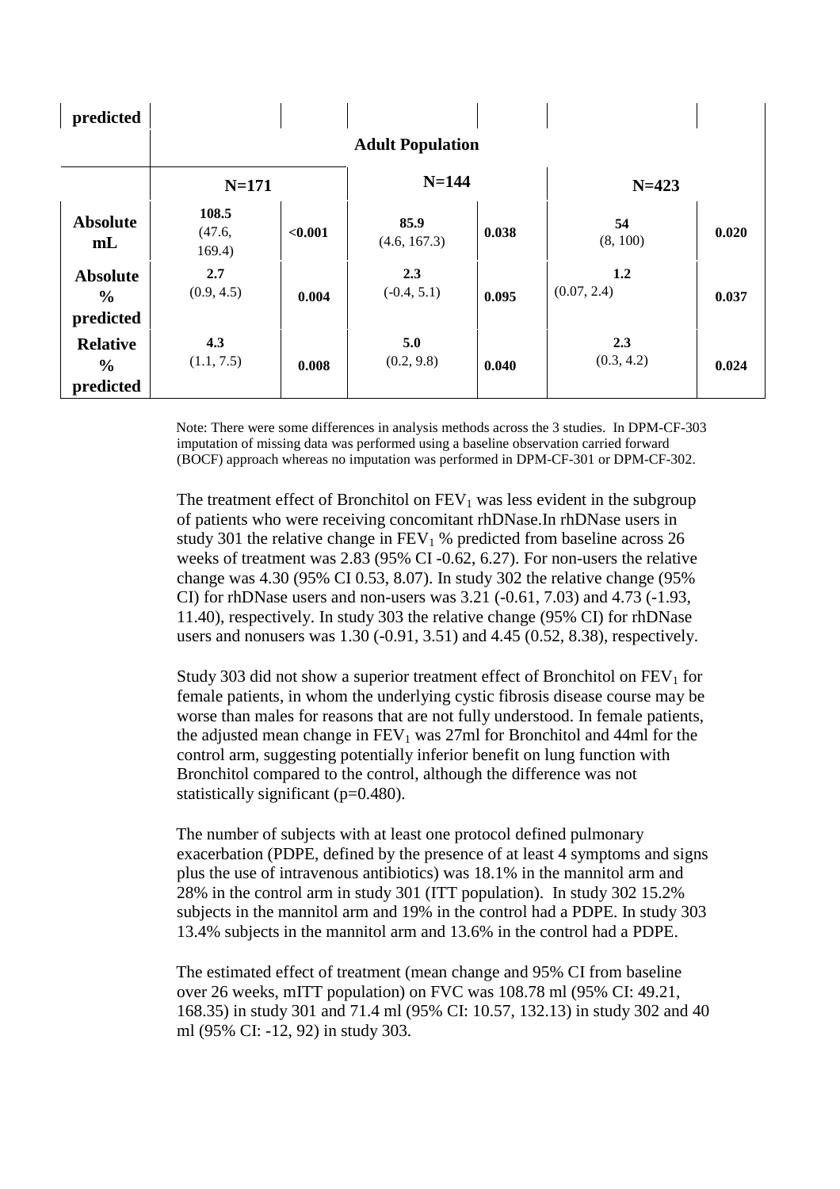| predicted | | | | | | |
|---|---|---|---|---|---|---|
| | **Adult Population** | | | | | |
| | **N=171** | | **N=144** | | **N=423** | |
| **Absolute mL** | **108.5** (47.6, 169.4) | **<0.001** | **85.9** (4.6, 167.3) | **0.038** | **54** (8, 100) | **0.020** |
| **Absolute % predicted** | **2.7** (0.9, 4.5) | **0.004** | **2.3** (-0.4, 5.1) | **0.095** | **1.2** (0.07, 2.4) | **0.037** |
| **Relative % predicted** | **4.3** (1.1, 7.5) | **0.008** | **5.0** (0.2, 9.8) | **0.040** | **2.3** (0.3, 4.2) | **0.024** |

Note: There were some differences in analysis methods across the 3 studies. In DPM-CF-303 imputation of missing data was performed using a baseline observation carried forward (BOCF) approach whereas no imputation was performed in DPM-CF-301 or DPM-CF-302.

The treatment effect of Bronchitol on $FEV_1$ was less evident in the subgroup of patients who were receiving concomitant rhDNase.In rhDNase users in study 301 the relative change in $FEV_1$ % predicted from baseline across 26 weeks of treatment was 2.83 (95% CI -0.62, 6.27). For non-users the relative change was 4.30 (95% CI 0.53, 8.07). In study 302 the relative change (95% CI) for rhDNase users and non-users was 3.21 (-0.61, 7.03) and 4.73 (-1.93, 11.40), respectively. In study 303 the relative change (95% CI) for rhDNase users and nonusers was 1.30 (-0.91, 3.51) and 4.45 (0.52, 8.38), respectively.

Study 303 did not show a superior treatment effect of Bronchitol on $FEV_1$ for female patients, in whom the underlying cystic fibrosis disease course may be worse than males for reasons that are not fully understood. In female patients, the adjusted mean change in $FEV_1$ was 27ml for Bronchitol and 44ml for the control arm, suggesting potentially inferior benefit on lung function with Bronchitol compared to the control, although the difference was not statistically significant (p=0.480).

The number of subjects with at least one protocol defined pulmonary exacerbation (PDPE, defined by the presence of at least 4 symptoms and signs plus the use of intravenous antibiotics) was 18.1% in the mannitol arm and 28% in the control arm in study 301 (ITT population). In study 302 15.2% subjects in the mannitol arm and 19% in the control had a PDPE. In study 303 13.4% subjects in the mannitol arm and 13.6% in the control had a PDPE.

The estimated effect of treatment (mean change and 95% CI from baseline over 26 weeks, mITT population) on FVC was 108.78 ml (95% CI: 49.21, 168.35) in study 301 and 71.4 ml (95% CI: 10.57, 132.13) in study 302 and 40 ml (95% CI: -12, 92) in study 303.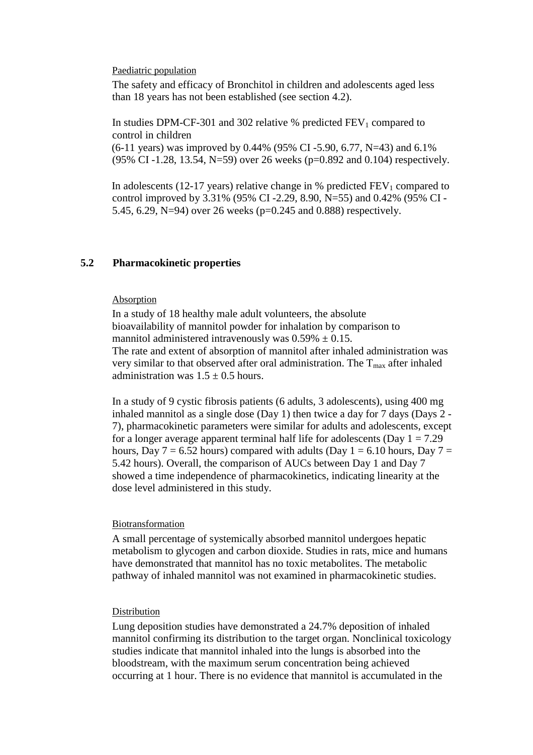Paediatric population

The safety and efficacy of Bronchitol in children and adolescents aged less than 18 years has not been established (see section 4.2).

In studies DPM-CF-301 and 302 relative % predicted $FEV_1$ compared to control in children
(6-11 years) was improved by 0.44% (95% CI -5.90, 6.77, N=43) and 6.1% (95% CI -1.28, 13.54, N=59) over 26 weeks (p=0.892 and 0.104) respectively.

In adolescents (12-17 years) relative change in % predicted $FEV_1$ compared to control improved by 3.31% (95% CI -2.29, 8.90, N=55) and 0.42% (95% CI -5.45, 6.29, N=94) over 26 weeks (p=0.245 and 0.888) respectively.

## 5.2 Pharmacokinetic properties

Absorption

In a study of 18 healthy male adult volunteers, the absolute bioavailability of mannitol powder for inhalation by comparison to mannitol administered intravenously was 0.59% ± 0.15.
The rate and extent of absorption of mannitol after inhaled administration was very similar to that observed after oral administration. The $T_{max}$ after inhaled administration was 1.5 ± 0.5 hours.

In a study of 9 cystic fibrosis patients (6 adults, 3 adolescents), using 400 mg inhaled mannitol as a single dose (Day 1) then twice a day for 7 days (Days 2 - 7), pharmacokinetic parameters were similar for adults and adolescents, except for a longer average apparent terminal half life for adolescents (Day 1 = 7.29 hours, Day 7 = 6.52 hours) compared with adults (Day 1 = 6.10 hours, Day 7 = 5.42 hours). Overall, the comparison of AUCs between Day 1 and Day 7 showed a time independence of pharmacokinetics, indicating linearity at the dose level administered in this study.

Biotransformation

A small percentage of systemically absorbed mannitol undergoes hepatic metabolism to glycogen and carbon dioxide. Studies in rats, mice and humans have demonstrated that mannitol has no toxic metabolites. The metabolic pathway of inhaled mannitol was not examined in pharmacokinetic studies.

Distribution

Lung deposition studies have demonstrated a 24.7% deposition of inhaled mannitol confirming its distribution to the target organ. Nonclinical toxicology studies indicate that mannitol inhaled into the lungs is absorbed into the bloodstream, with the maximum serum concentration being achieved occurring at 1 hour. There is no evidence that mannitol is accumulated in the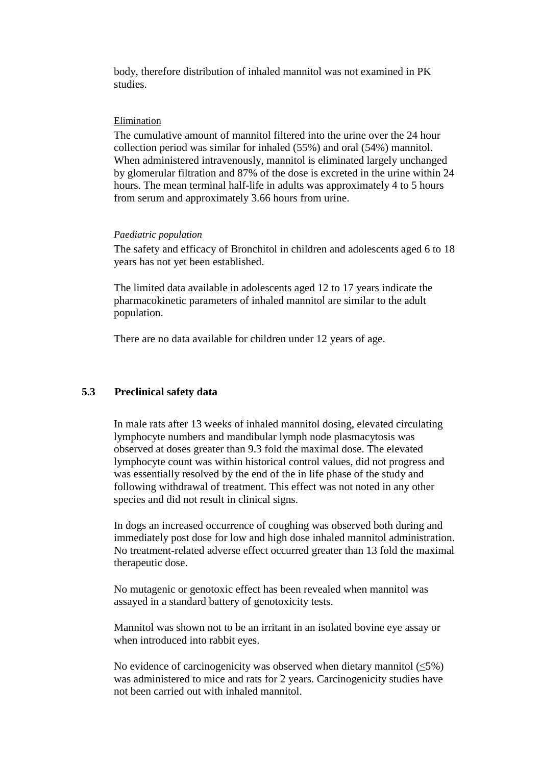body, therefore distribution of inhaled mannitol was not examined in PK studies.

Elimination

The cumulative amount of mannitol filtered into the urine over the 24 hour collection period was similar for inhaled (55%) and oral (54%) mannitol. When administered intravenously, mannitol is eliminated largely unchanged by glomerular filtration and 87% of the dose is excreted in the urine within 24 hours. The mean terminal half-life in adults was approximately 4 to 5 hours from serum and approximately 3.66 hours from urine.

*Paediatric population*

The safety and efficacy of Bronchitol in children and adolescents aged 6 to 18 years has not yet been established.

The limited data available in adolescents aged 12 to 17 years indicate the pharmacokinetic parameters of inhaled mannitol are similar to the adult population.

There are no data available for children under 12 years of age.

## 5.3 Preclinical safety data

In male rats after 13 weeks of inhaled mannitol dosing, elevated circulating lymphocyte numbers and mandibular lymph node plasmacytosis was observed at doses greater than 9.3 fold the maximal dose. The elevated lymphocyte count was within historical control values, did not progress and was essentially resolved by the end of the in life phase of the study and following withdrawal of treatment. This effect was not noted in any other species and did not result in clinical signs.

In dogs an increased occurrence of coughing was observed both during and immediately post dose for low and high dose inhaled mannitol administration. No treatment-related adverse effect occurred greater than 13 fold the maximal therapeutic dose.

No mutagenic or genotoxic effect has been revealed when mannitol was assayed in a standard battery of genotoxicity tests.

Mannitol was shown not to be an irritant in an isolated bovine eye assay or when introduced into rabbit eyes.

No evidence of carcinogenicity was observed when dietary mannitol ($\leq$5%) was administered to mice and rats for 2 years. Carcinogenicity studies have not been carried out with inhaled mannitol.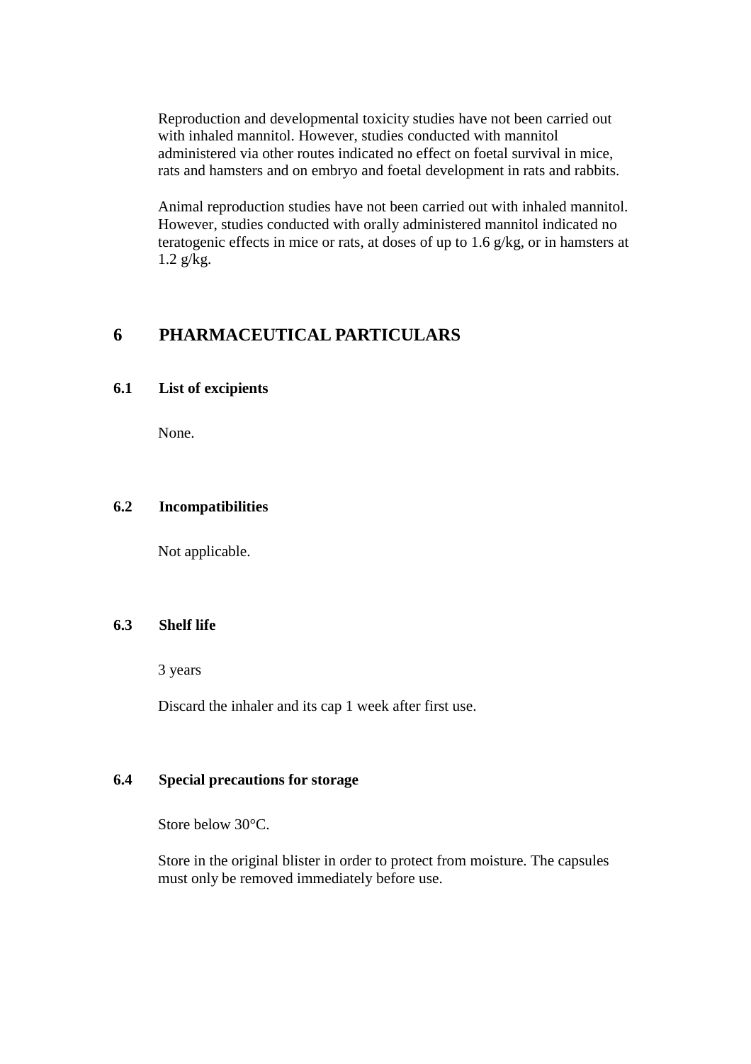Reproduction and developmental toxicity studies have not been carried out with inhaled mannitol. However, studies conducted with mannitol administered via other routes indicated no effect on foetal survival in mice, rats and hamsters and on embryo and foetal development in rats and rabbits.

Animal reproduction studies have not been carried out with inhaled mannitol. However, studies conducted with orally administered mannitol indicated no teratogenic effects in mice or rats, at doses of up to 1.6 g/kg, or in hamsters at 1.2 g/kg.

# 6 PHARMACEUTICAL PARTICULARS

## 6.1 List of excipients

None.

## 6.2 Incompatibilities

Not applicable.

## 6.3 Shelf life

3 years

Discard the inhaler and its cap 1 week after first use.

## 6.4 Special precautions for storage

Store below 30°C.

Store in the original blister in order to protect from moisture. The capsules must only be removed immediately before use.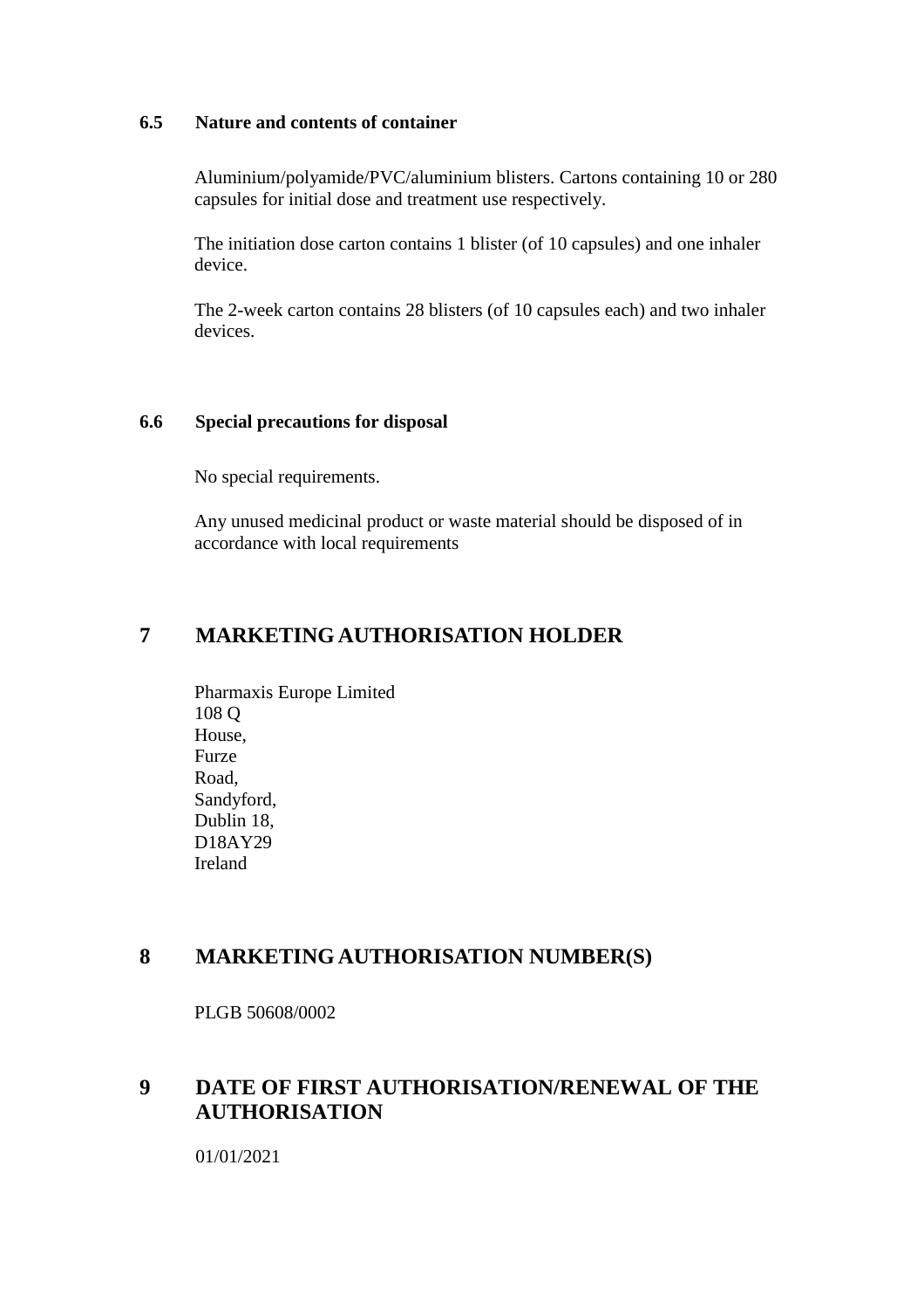### 6.5 Nature and contents of container

Aluminium/polyamide/PVC/aluminium blisters. Cartons containing 10 or 280 capsules for initial dose and treatment use respectively.

The initiation dose carton contains 1 blister (of 10 capsules) and one inhaler device.

The 2-week carton contains 28 blisters (of 10 capsules each) and two inhaler devices.

### 6.6 Special precautions for disposal

No special requirements.

Any unused medicinal product or waste material should be disposed of in accordance with local requirements

## 7 MARKETING AUTHORISATION HOLDER

Pharmaxis Europe Limited
108 Q
House,
Furze
Road,
Sandyford,
Dublin 18,
D18AY29
Ireland

## 8 MARKETING AUTHORISATION NUMBER(S)

PLGB 50608/0002

## 9 DATE OF FIRST AUTHORISATION/RENEWAL OF THE AUTHORISATION

01/01/2021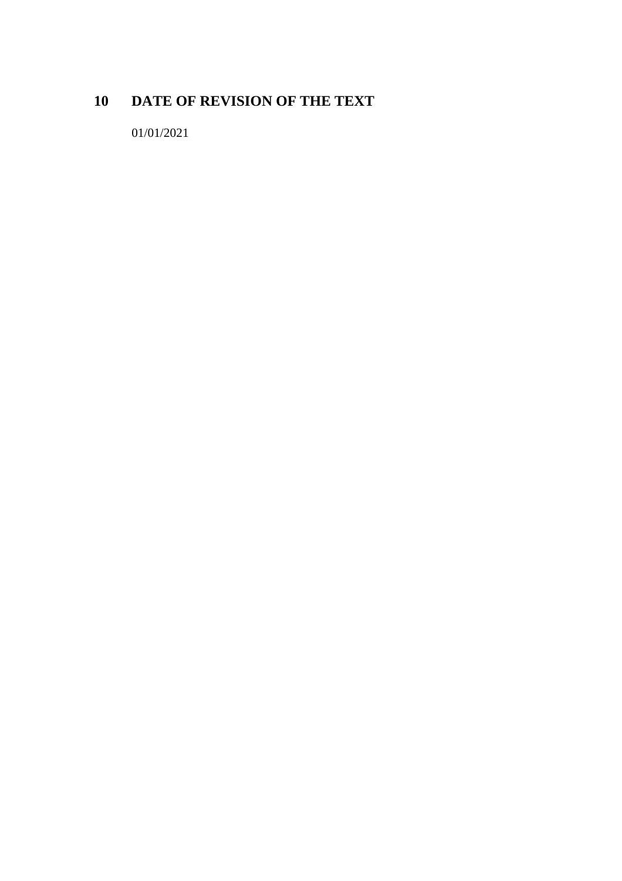# 10 DATE OF REVISION OF THE TEXT

01/01/2021